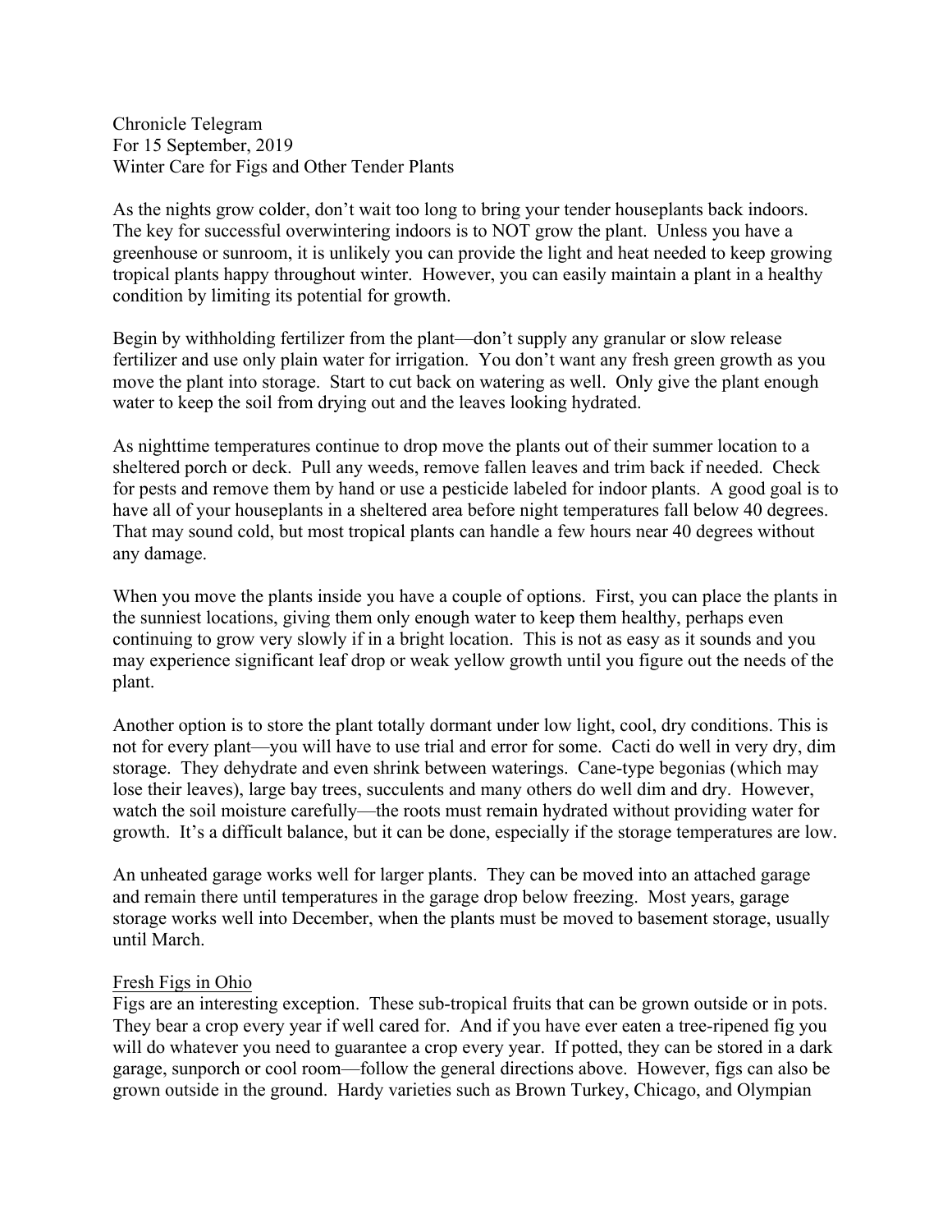Chronicle Telegram
For 15 September, 2019
Winter Care for Figs and Other Tender Plants

As the nights grow colder, don't wait too long to bring your tender houseplants back indoors. The key for successful overwintering indoors is to NOT grow the plant. Unless you have a greenhouse or sunroom, it is unlikely you can provide the light and heat needed to keep growing tropical plants happy throughout winter. However, you can easily maintain a plant in a healthy condition by limiting its potential for growth.

Begin by withholding fertilizer from the plant—don't supply any granular or slow release fertilizer and use only plain water for irrigation. You don't want any fresh green growth as you move the plant into storage. Start to cut back on watering as well. Only give the plant enough water to keep the soil from drying out and the leaves looking hydrated.

As nighttime temperatures continue to drop move the plants out of their summer location to a sheltered porch or deck. Pull any weeds, remove fallen leaves and trim back if needed. Check for pests and remove them by hand or use a pesticide labeled for indoor plants. A good goal is to have all of your houseplants in a sheltered area before night temperatures fall below 40 degrees. That may sound cold, but most tropical plants can handle a few hours near 40 degrees without any damage.

When you move the plants inside you have a couple of options. First, you can place the plants in the sunniest locations, giving them only enough water to keep them healthy, perhaps even continuing to grow very slowly if in a bright location. This is not as easy as it sounds and you may experience significant leaf drop or weak yellow growth until you figure out the needs of the plant.

Another option is to store the plant totally dormant under low light, cool, dry conditions. This is not for every plant—you will have to use trial and error for some. Cacti do well in very dry, dim storage. They dehydrate and even shrink between waterings. Cane-type begonias (which may lose their leaves), large bay trees, succulents and many others do well dim and dry. However, watch the soil moisture carefully—the roots must remain hydrated without providing water for growth. It's a difficult balance, but it can be done, especially if the storage temperatures are low.

An unheated garage works well for larger plants. They can be moved into an attached garage and remain there until temperatures in the garage drop below freezing. Most years, garage storage works well into December, when the plants must be moved to basement storage, usually until March.

## Fresh Figs in Ohio

Figs are an interesting exception. These sub-tropical fruits that can be grown outside or in pots. They bear a crop every year if well cared for. And if you have ever eaten a tree-ripened fig you will do whatever you need to guarantee a crop every year. If potted, they can be stored in a dark garage, sunporch or cool room—follow the general directions above. However, figs can also be grown outside in the ground. Hardy varieties such as Brown Turkey, Chicago, and Olympian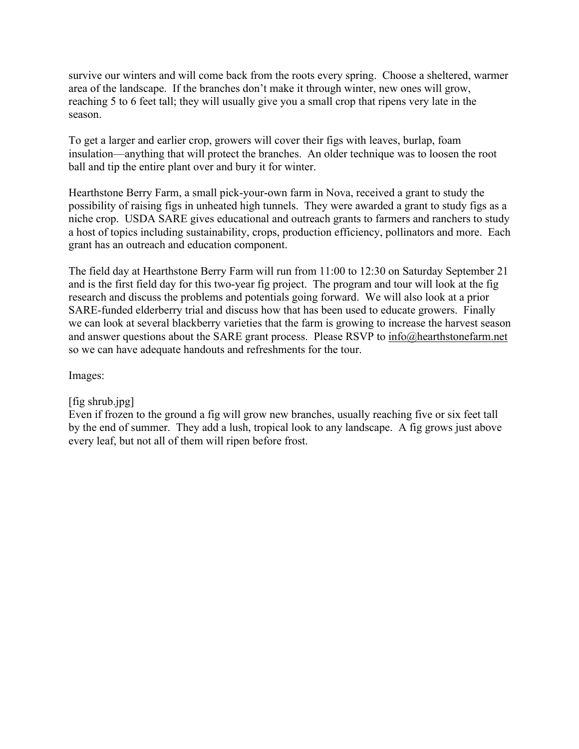survive our winters and will come back from the roots every spring. Choose a sheltered, warmer area of the landscape. If the branches don't make it through winter, new ones will grow, reaching 5 to 6 feet tall; they will usually give you a small crop that ripens very late in the season.

To get a larger and earlier crop, growers will cover their figs with leaves, burlap, foam insulation—anything that will protect the branches. An older technique was to loosen the root ball and tip the entire plant over and bury it for winter.

Hearthstone Berry Farm, a small pick-your-own farm in Nova, received a grant to study the possibility of raising figs in unheated high tunnels. They were awarded a grant to study figs as a niche crop. USDA SARE gives educational and outreach grants to farmers and ranchers to study a host of topics including sustainability, crops, production efficiency, pollinators and more. Each grant has an outreach and education component.

The field day at Hearthstone Berry Farm will run from 11:00 to 12:30 on Saturday September 21 and is the first field day for this two-year fig project. The program and tour will look at the fig research and discuss the problems and potentials going forward. We will also look at a prior SARE-funded elderberry trial and discuss how that has been used to educate growers. Finally we can look at several blackberry varieties that the farm is growing to increase the harvest season and answer questions about the SARE grant process. Please RSVP to info@hearthstonefarm.net so we can have adequate handouts and refreshments for the tour.

Images:

[fig shrub.jpg]
Even if frozen to the ground a fig will grow new branches, usually reaching five or six feet tall by the end of summer. They add a lush, tropical look to any landscape. A fig grows just above every leaf, but not all of them will ripen before frost.